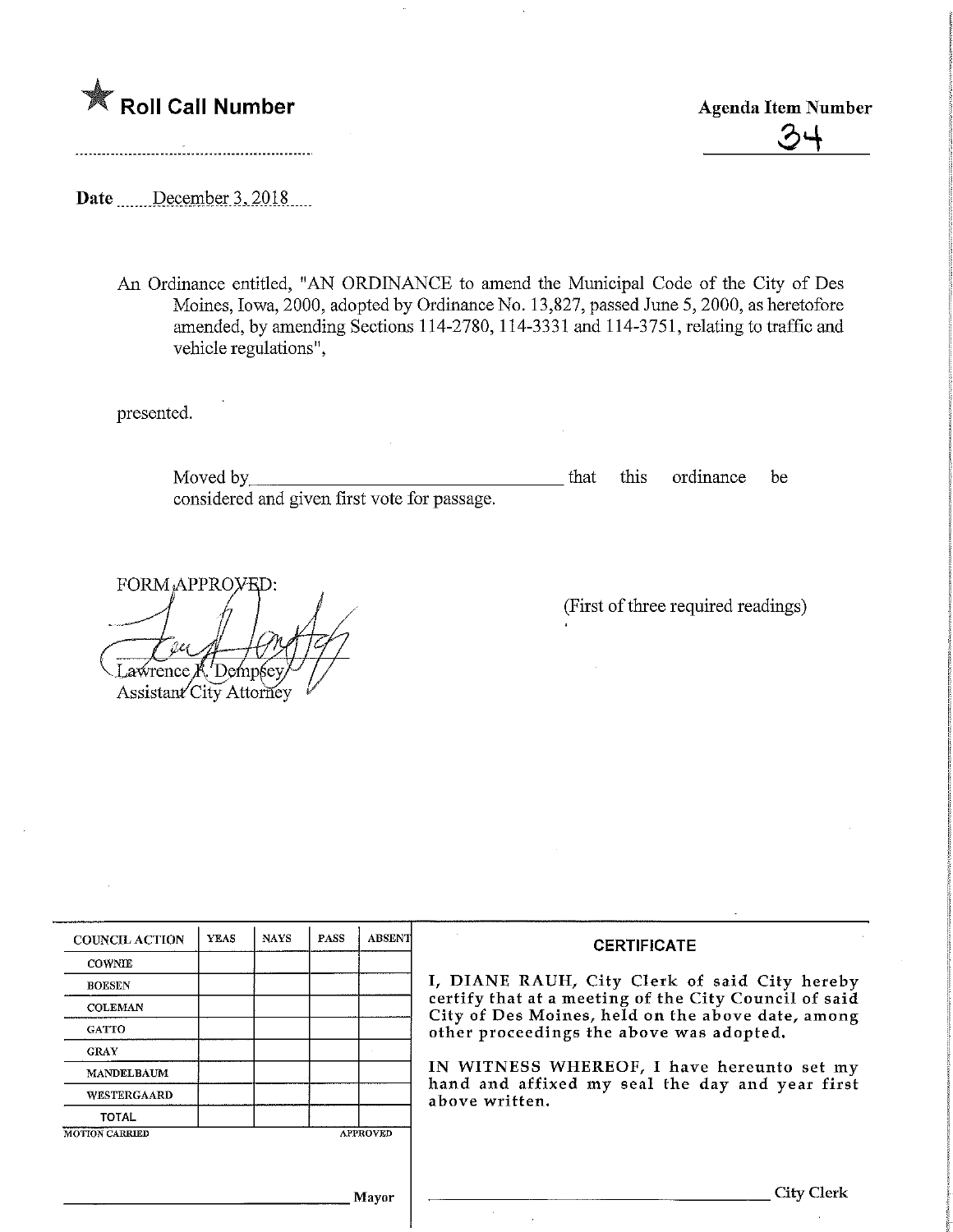★ **Roll Call Number**

**Agenda Item Number**

34

**Date** December 3, 2018

An Ordinance entitled, "AN ORDINANCE to amend the Municipal Code of the City of Des Moines, Iowa, 2000, adopted by Ordinance No. 13,827, passed June 5, 2000, as heretofore amended, by amending Sections 114-2780, 114-3331 and 114-3751, relating to traffic and vehicle regulations",

presented.

Moved by__________________________________ that this ordinance be considered and given first vote for passage.

FORM APPROVED:

Lawrence R. Dempsey
Assistant City Attorney

(First of three required readings)

| COUNCIL ACTION | YEAS | NAYS | PASS | ABSENT |
|---|---|---|---|---|
| COWNIE | | | | |
| BOESEN | | | | |
| COLEMAN | | | | |
| GATTO | | | | |
| GRAY | | | | |
| MANDELBAUM | | | | |
| WESTERGAARD | | | | |
| TOTAL | | | | |

MOTION CARRIED APPROVED

__________________________________ Mayor

**CERTIFICATE**

I, DIANE RAUH, City Clerk of said City hereby certify that at a meeting of the City Council of said City of Des Moines, held on the above date, among other proceedings the above was adopted.

IN WITNESS WHEREOF, I have hereunto set my hand and affixed my seal the day and year first above written.

__________________________________ City Clerk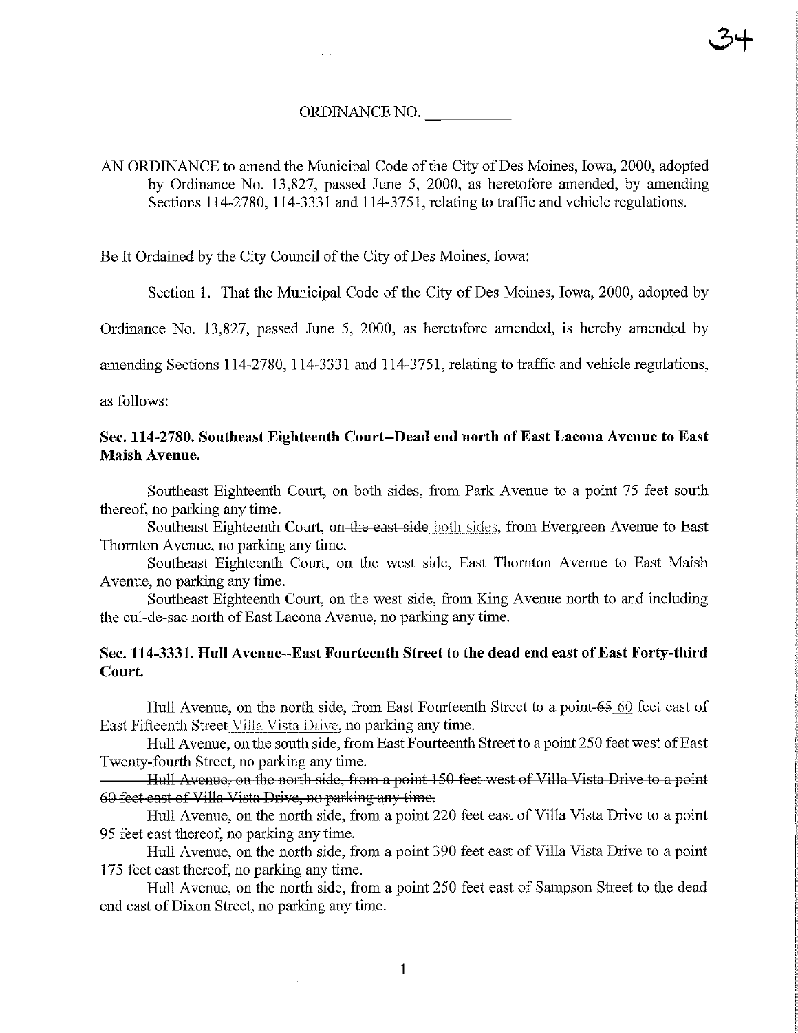ORDINANCE NO. \_\_\_\_\_\_\_\_\_\_

AN ORDINANCE to amend the Municipal Code of the City of Des Moines, Iowa, 2000, adopted by Ordinance No. 13,827, passed June 5, 2000, as heretofore amended, by amending Sections 114-2780, 114-3331 and 114-3751, relating to traffic and vehicle regulations.

Be It Ordained by the City Council of the City of Des Moines, Iowa:

Section 1. That the Municipal Code of the City of Des Moines, Iowa, 2000, adopted by Ordinance No. 13,827, passed June 5, 2000, as heretofore amended, is hereby amended by amending Sections 114-2780, 114-3331 and 114-3751, relating to traffic and vehicle regulations, as follows:

**Sec. 114-2780. Southeast Eighteenth Court--Dead end north of East Lacona Avenue to East Maish Avenue.**

Southeast Eighteenth Court, on both sides, from Park Avenue to a point 75 feet south thereof, no parking any time.

Southeast Eighteenth Court, ~~on the east side~~ both sides, from Evergreen Avenue to East Thornton Avenue, no parking any time.

Southeast Eighteenth Court, on the west side, East Thornton Avenue to East Maish Avenue, no parking any time.

Southeast Eighteenth Court, on the west side, from King Avenue north to and including the cul-de-sac north of East Lacona Avenue, no parking any time.

**Sec. 114-3331. Hull Avenue--East Fourteenth Street to the dead end east of East Forty-third Court.**

Hull Avenue, on the north side, from East Fourteenth Street to a point ~~65~~ 60 feet east of ~~East Fifteenth Street~~ Villa Vista Drive, no parking any time.

Hull Avenue, on the south side, from East Fourteenth Street to a point 250 feet west of East Twenty-fourth Street, no parking any time.

~~Hull Avenue, on the north side, from a point 150 feet west of Villa Vista Drive to a point 60 feet east of Villa Vista Drive, no parking any time.~~

Hull Avenue, on the north side, from a point 220 feet east of Villa Vista Drive to a point 95 feet east thereof, no parking any time.

Hull Avenue, on the north side, from a point 390 feet east of Villa Vista Drive to a point 175 feet east thereof, no parking any time.

Hull Avenue, on the north side, from a point 250 feet east of Sampson Street to the dead end east of Dixon Street, no parking any time.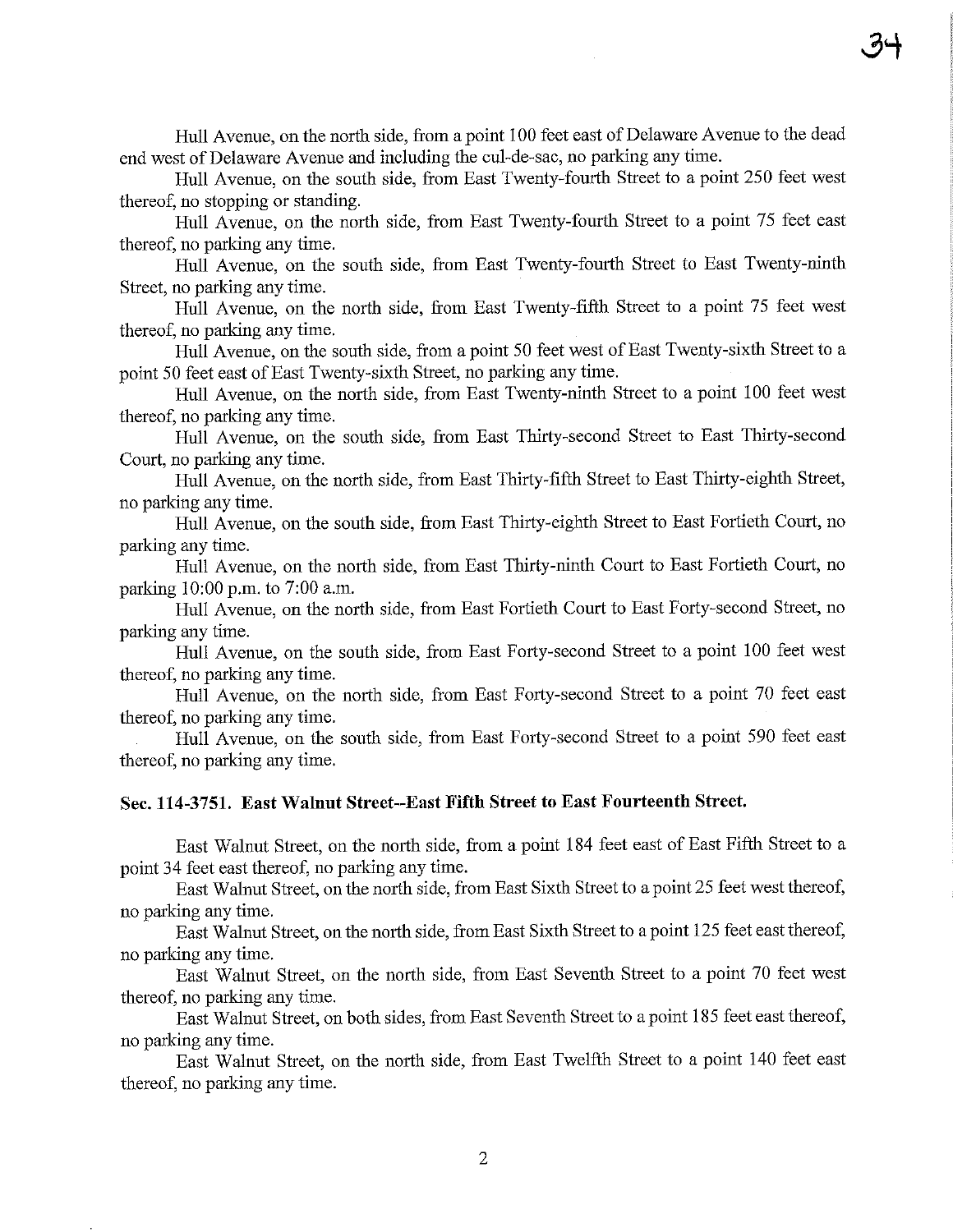Hull Avenue, on the north side, from a point 100 feet east of Delaware Avenue to the dead end west of Delaware Avenue and including the cul-de-sac, no parking any time.

Hull Avenue, on the south side, from East Twenty-fourth Street to a point 250 feet west thereof, no stopping or standing.

Hull Avenue, on the north side, from East Twenty-fourth Street to a point 75 feet east thereof, no parking any time.

Hull Avenue, on the south side, from East Twenty-fourth Street to East Twenty-ninth Street, no parking any time.

Hull Avenue, on the north side, from East Twenty-fifth Street to a point 75 feet west thereof, no parking any time.

Hull Avenue, on the south side, from a point 50 feet west of East Twenty-sixth Street to a point 50 feet east of East Twenty-sixth Street, no parking any time.

Hull Avenue, on the north side, from East Twenty-ninth Street to a point 100 feet west thereof, no parking any time.

Hull Avenue, on the south side, from East Thirty-second Street to East Thirty-second Court, no parking any time.

Hull Avenue, on the north side, from East Thirty-fifth Street to East Thirty-eighth Street, no parking any time.

Hull Avenue, on the south side, from East Thirty-eighth Street to East Fortieth Court, no parking any time.

Hull Avenue, on the north side, from East Thirty-ninth Court to East Fortieth Court, no parking 10:00 p.m. to 7:00 a.m.

Hull Avenue, on the north side, from East Fortieth Court to East Forty-second Street, no parking any time.

Hull Avenue, on the south side, from East Forty-second Street to a point 100 feet west thereof, no parking any time.

Hull Avenue, on the north side, from East Forty-second Street to a point 70 feet east thereof, no parking any time.

Hull Avenue, on the south side, from East Forty-second Street to a point 590 feet east thereof, no parking any time.

**Sec. 114-3751. East Walnut Street--East Fifth Street to East Fourteenth Street.**

East Walnut Street, on the north side, from a point 184 feet east of East Fifth Street to a point 34 feet east thereof, no parking any time.

East Walnut Street, on the north side, from East Sixth Street to a point 25 feet west thereof, no parking any time.

East Walnut Street, on the north side, from East Sixth Street to a point 125 feet east thereof, no parking any time.

East Walnut Street, on the north side, from East Seventh Street to a point 70 feet west thereof, no parking any time.

East Walnut Street, on both sides, from East Seventh Street to a point 185 feet east thereof, no parking any time.

East Walnut Street, on the north side, from East Twelfth Street to a point 140 feet east thereof, no parking any time.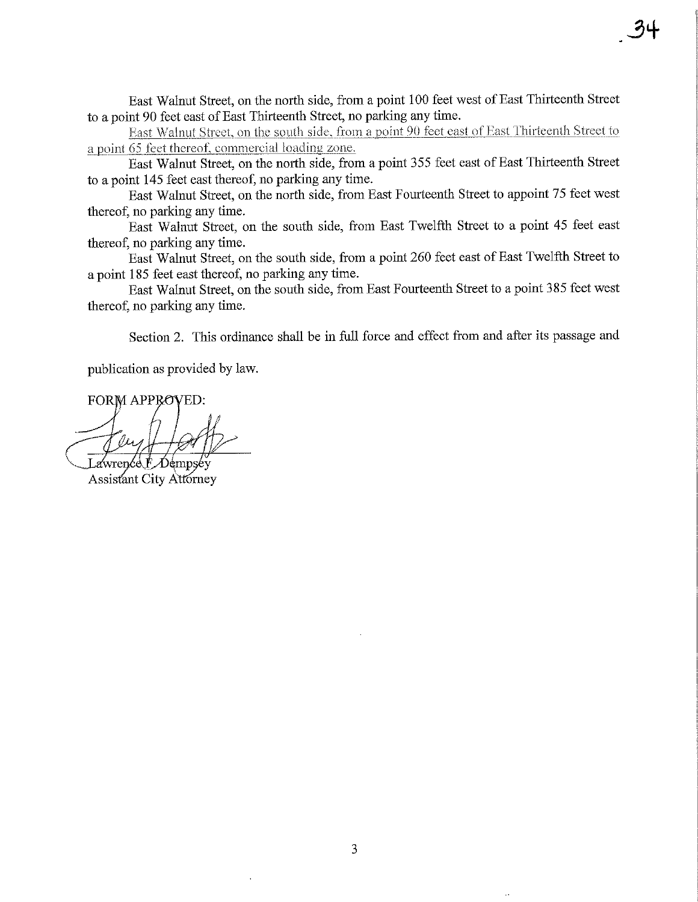East Walnut Street, on the north side, from a point 100 feet west of East Thirteenth Street to a point 90 feet east of East Thirteenth Street, no parking any time.

East Walnut Street, on the south side, from a point 90 feet east of East Thirteenth Street to a point 65 feet thereof, commercial loading zone.

East Walnut Street, on the north side, from a point 355 feet east of East Thirteenth Street to a point 145 feet east thereof, no parking any time.

East Walnut Street, on the north side, from East Fourteenth Street to appoint 75 feet west thereof, no parking any time.

East Walnut Street, on the south side, from East Twelfth Street to a point 45 feet east thereof, no parking any time.

East Walnut Street, on the south side, from a point 260 feet east of East Twelfth Street to a point 185 feet east thereof, no parking any time.

East Walnut Street, on the south side, from East Fourteenth Street to a point 385 feet west thereof, no parking any time.

Section 2. This ordinance shall be in full force and effect from and after its passage and publication as provided by law.

FORM APPROVED:

Lawrence F. Dempsey
Assistant City Attorney